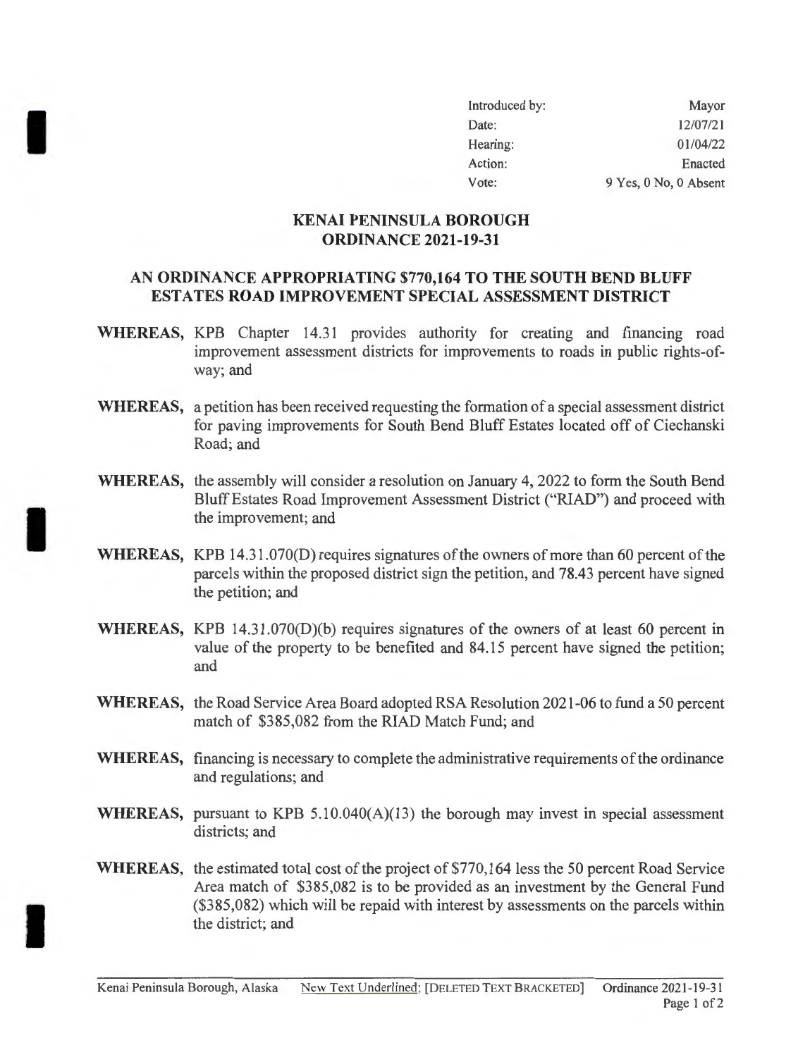| Introduced by: | Mayor |
|---|---|
| Date: | 12/07/21 |
| Hearing: | 01/04/22 |
| Action: | Enacted |
| Vote: | 9 Yes, 0 No, 0 Absent |

# KENAI PENINSULA BOROUGH
# ORDINANCE 2021-19-31

## AN ORDINANCE APPROPRIATING $770,164 TO THE SOUTH BEND BLUFF ESTATES ROAD IMPROVEMENT SPECIAL ASSESSMENT DISTRICT

**WHEREAS,** KPB Chapter 14.31 provides authority for creating and financing road improvement assessment districts for improvements to roads in public rights-of-way; and

**WHEREAS,** a petition has been received requesting the formation of a special assessment district for paving improvements for South Bend Bluff Estates located off of Ciechanski Road; and

**WHEREAS,** the assembly will consider a resolution on January 4, 2022 to form the South Bend Bluff Estates Road Improvement Assessment District ("RIAD") and proceed with the improvement; and

**WHEREAS,** KPB 14.31.070(D) requires signatures of the owners of more than 60 percent of the parcels within the proposed district sign the petition, and 78.43 percent have signed the petition; and

**WHEREAS,** KPB 14.31.070(D)(b) requires signatures of the owners of at least 60 percent in value of the property to be benefited and 84.15 percent have signed the petition; and

**WHEREAS,** the Road Service Area Board adopted RSA Resolution 2021-06 to fund a 50 percent match of $385,082 from the RIAD Match Fund; and

**WHEREAS,** financing is necessary to complete the administrative requirements of the ordinance and regulations; and

**WHEREAS,** pursuant to KPB 5.10.040(A)(13) the borough may invest in special assessment districts; and

**WHEREAS,** the estimated total cost of the project of $770,164 less the 50 percent Road Service Area match of $385,082 is to be provided as an investment by the General Fund ($385,082) which will be repaid with interest by assessments on the parcels within the district; and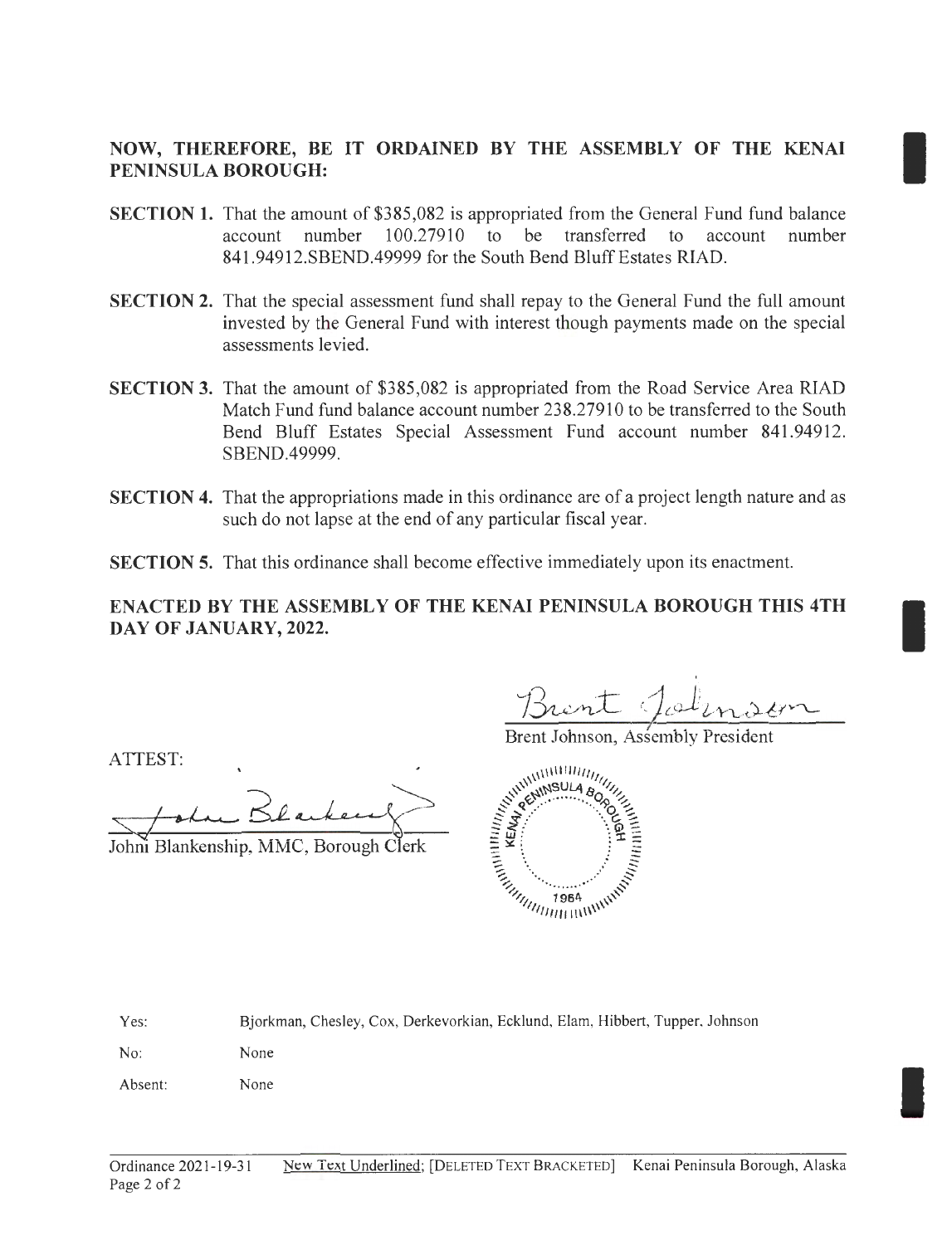**NOW, THEREFORE, BE IT ORDAINED BY THE ASSEMBLY OF THE KENAI PENINSULA BOROUGH:**

**SECTION 1.** That the amount of $385,082 is appropriated from the General Fund fund balance account number 100.27910 to be transferred to account number 841.94912.SBEND.49999 for the South Bend Bluff Estates RIAD.

**SECTION 2.** That the special assessment fund shall repay to the General Fund the full amount invested by the General Fund with interest though payments made on the special assessments levied.

**SECTION 3.** That the amount of $385,082 is appropriated from the Road Service Area RIAD Match Fund fund balance account number 238.27910 to be transferred to the South Bend Bluff Estates Special Assessment Fund account number 841.94912. SBEND.49999.

**SECTION 4.** That the appropriations made in this ordinance are of a project length nature and as such do not lapse at the end of any particular fiscal year.

**SECTION 5.** That this ordinance shall become effective immediately upon its enactment.

**ENACTED BY THE ASSEMBLY OF THE KENAI PENINSULA BOROUGH THIS 4TH DAY OF JANUARY, 2022.**

Brent Johnson, Assembly President

ATTEST:

Johni Blankenship, MMC, Borough Clerk

| | |
|---|---|
| Yes: | Bjorkman, Chesley, Cox, Derkevorkian, Ecklund, Elam, Hibbert, Tupper, Johnson |
| No: | None |
| Absent: | None |

Ordinance 2021-19-31 New Text Underlined; [DELETED TEXT BRACKETED] Kenai Peninsula Borough, Alaska